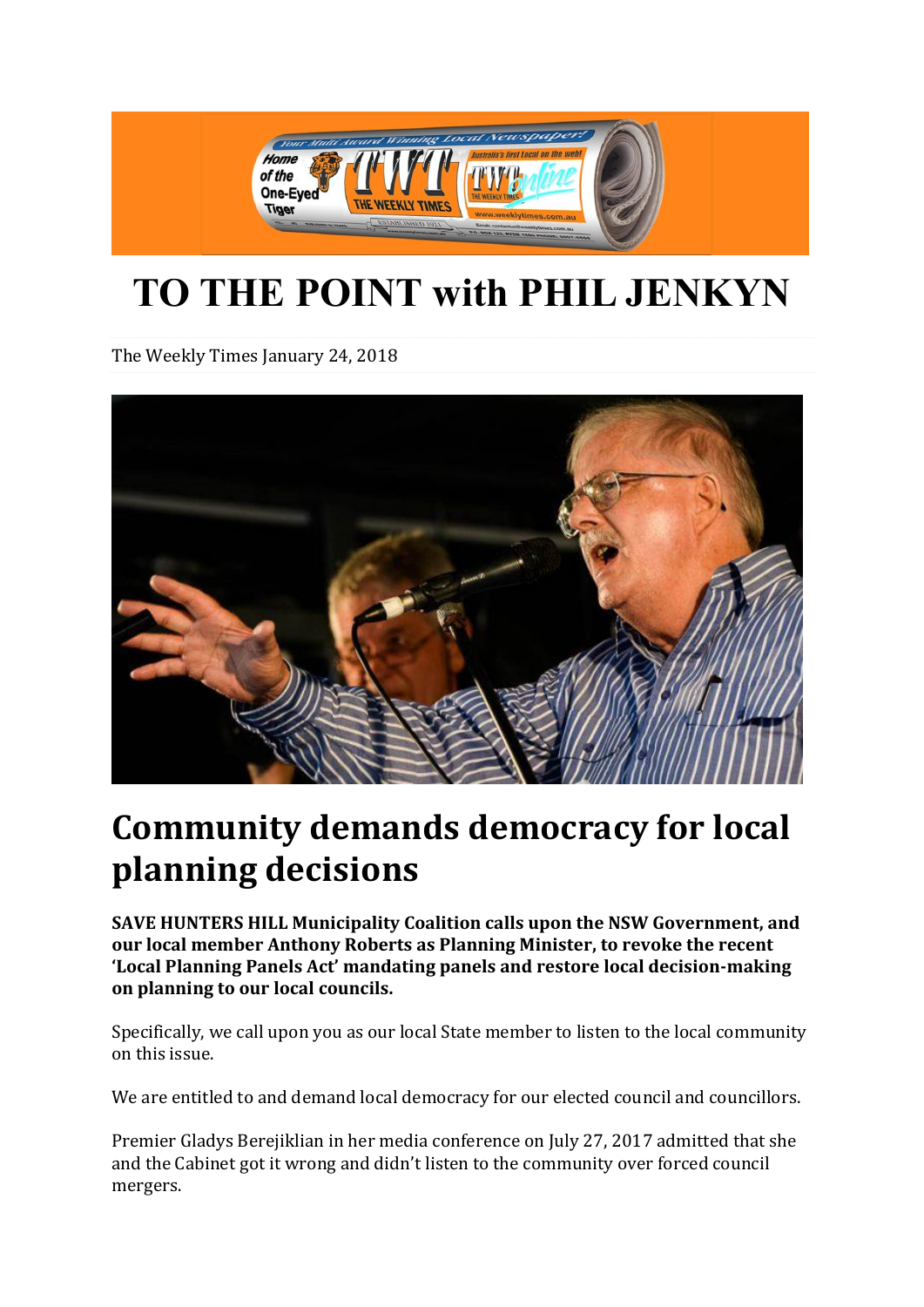# TO THE POINT with PHIL JENKYN

The Weekly Times January 24, 2018

## Community demands democracy for local planning decisions

**SAVE HUNTERS HILL Municipality Coalition calls upon the NSW Government, and our local member Anthony Roberts as Planning Minister, to revoke the recent 'Local Planning Panels Act' mandating panels and restore local decision-making on planning to our local councils.**

Specifically, we call upon you as our local State member to listen to the local community on this issue.

We are entitled to and demand local democracy for our elected council and councillors.

Premier Gladys Berejiklian in her media conference on July 27, 2017 admitted that she and the Cabinet got it wrong and didn't listen to the community over forced council mergers.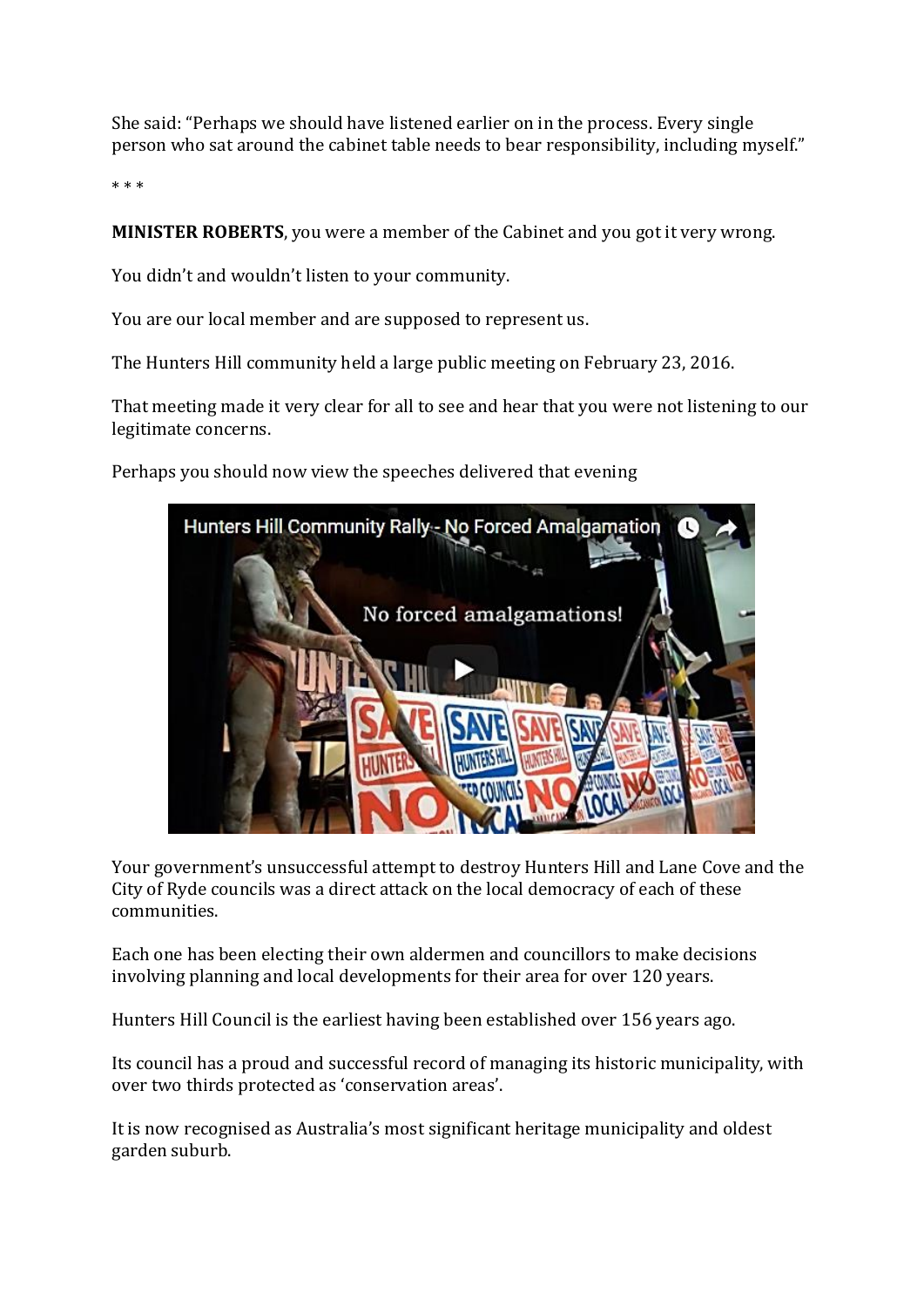She said: “Perhaps we should have listened earlier on in the process. Every single person who sat around the cabinet table needs to bear responsibility, including myself.”

* * *

**MINISTER ROBERTS**, you were a member of the Cabinet and you got it very wrong.

You didn’t and wouldn’t listen to your community.

You are our local member and are supposed to represent us.

The Hunters Hill community held a large public meeting on February 23, 2016.

That meeting made it very clear for all to see and hear that you were not listening to our legitimate concerns.

Perhaps you should now view the speeches delivered that evening

Your government’s unsuccessful attempt to destroy Hunters Hill and Lane Cove and the City of Ryde councils was a direct attack on the local democracy of each of these communities.

Each one has been electing their own aldermen and councillors to make decisions involving planning and local developments for their area for over 120 years.

Hunters Hill Council is the earliest having been established over 156 years ago.

Its council has a proud and successful record of managing its historic municipality, with over two thirds protected as ‘conservation areas’.

It is now recognised as Australia’s most significant heritage municipality and oldest garden suburb.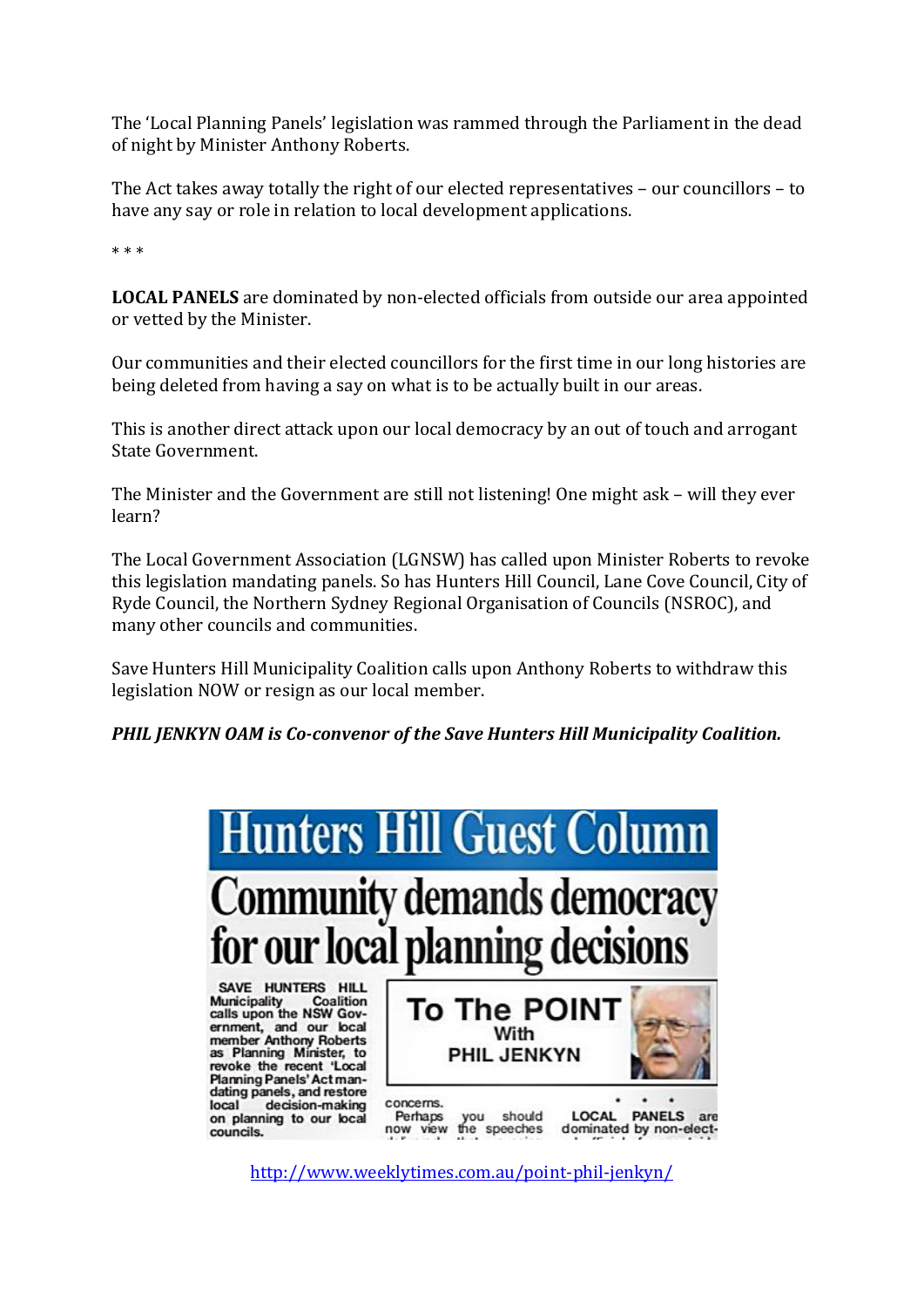The 'Local Planning Panels' legislation was rammed through the Parliament in the dead of night by Minister Anthony Roberts.

The Act takes away totally the right of our elected representatives – our councillors – to have any say or role in relation to local development applications.

\* \* \*

**LOCAL PANELS** are dominated by non-elected officials from outside our area appointed or vetted by the Minister.

Our communities and their elected councillors for the first time in our long histories are being deleted from having a say on what is to be actually built in our areas.

This is another direct attack upon our local democracy by an out of touch and arrogant State Government.

The Minister and the Government are still not listening! One might ask – will they ever learn?

The Local Government Association (LGNSW) has called upon Minister Roberts to revoke this legislation mandating panels. So has Hunters Hill Council, Lane Cove Council, City of Ryde Council, the Northern Sydney Regional Organisation of Councils (NSROC), and many other councils and communities.

Save Hunters Hill Municipality Coalition calls upon Anthony Roberts to withdraw this legislation NOW or resign as our local member.

***PHIL JENKYN OAM is Co-convenor of the Save Hunters Hill Municipality Coalition.***

# Hunters Hill Guest Column

## Community demands democracy for our local planning decisions

**To The POINT With PHIL JENKYN**

SAVE HUNTERS HILL Municipality Coalition calls upon the NSW Government, and our local member Anthony Roberts as Planning Minister, to revoke the recent 'Local Planning Panels' Act mandating panels, and restore local decision-making on planning to our local councils.

concerns.

Perhaps you should now view the speeches

\* \* \*

LOCAL PANELS are dominated by non-elect-

http://www.weeklytimes.com.au/point-phil-jenkyn/